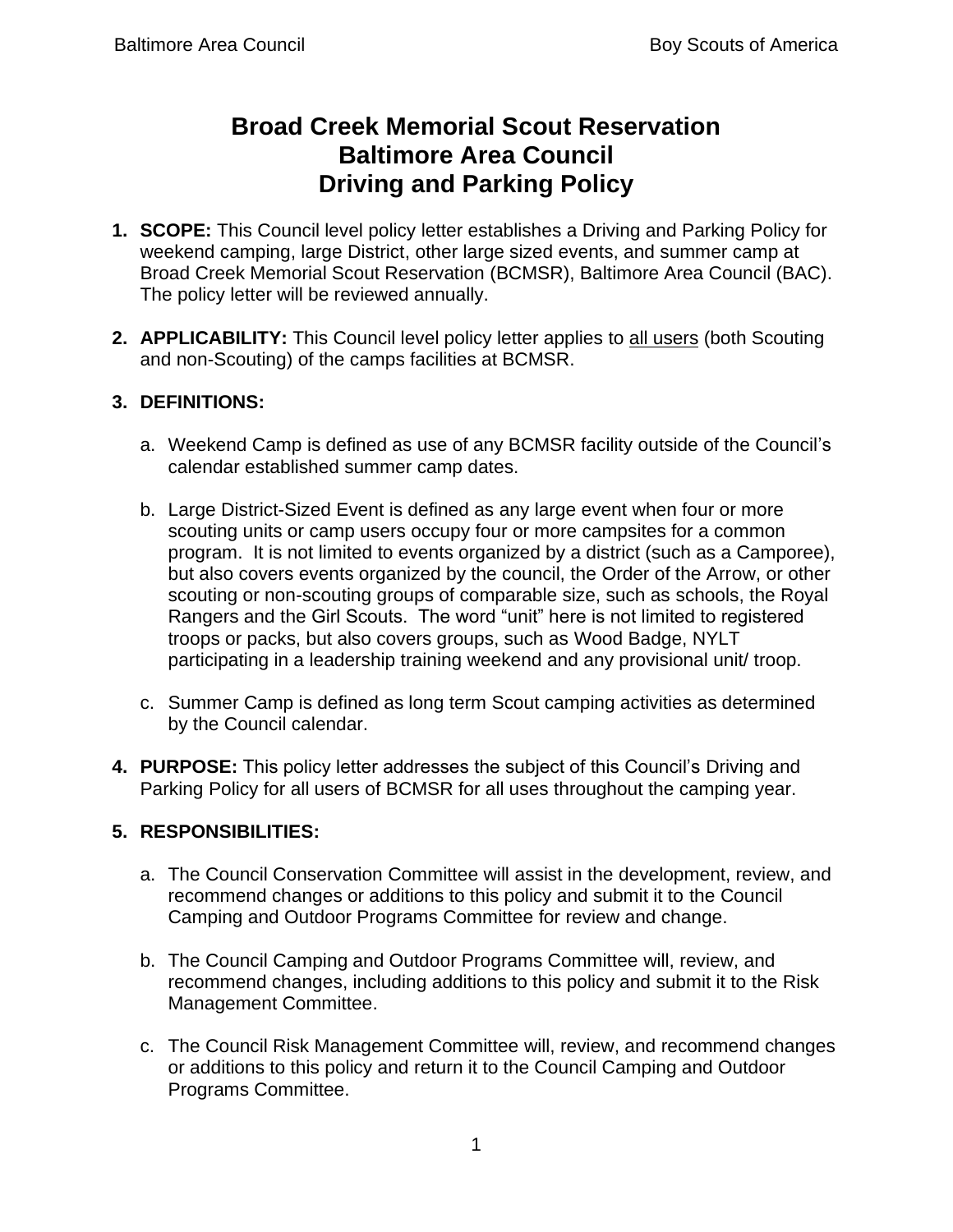# Broad Creek Memorial Scout Reservation
# Baltimore Area Council
# Driving and Parking Policy

1. **SCOPE:** This Council level policy letter establishes a Driving and Parking Policy for weekend camping, large District, other large sized events, and summer camp at Broad Creek Memorial Scout Reservation (BCMSR), Baltimore Area Council (BAC). The policy letter will be reviewed annually.

2. **APPLICABILITY:** This Council level policy letter applies to <u>all users</u> (both Scouting and non-Scouting) of the camps facilities at BCMSR.

3. **DEFINITIONS:**

   a. Weekend Camp is defined as use of any BCMSR facility outside of the Council's calendar established summer camp dates.

   b. Large District-Sized Event is defined as any large event when four or more scouting units or camp users occupy four or more campsites for a common program. It is not limited to events organized by a district (such as a Camporee), but also covers events organized by the council, the Order of the Arrow, or other scouting or non-scouting groups of comparable size, such as schools, the Royal Rangers and the Girl Scouts. The word "unit" here is not limited to registered troops or packs, but also covers groups, such as Wood Badge, NYLT participating in a leadership training weekend and any provisional unit/ troop.

   c. Summer Camp is defined as long term Scout camping activities as determined by the Council calendar.

4. **PURPOSE:** This policy letter addresses the subject of this Council's Driving and Parking Policy for all users of BCMSR for all uses throughout the camping year.

5. **RESPONSIBILITIES:**

   a. The Council Conservation Committee will assist in the development, review, and recommend changes or additions to this policy and submit it to the Council Camping and Outdoor Programs Committee for review and change.

   b. The Council Camping and Outdoor Programs Committee will, review, and recommend changes, including additions to this policy and submit it to the Risk Management Committee.

   c. The Council Risk Management Committee will, review, and recommend changes or additions to this policy and return it to the Council Camping and Outdoor Programs Committee.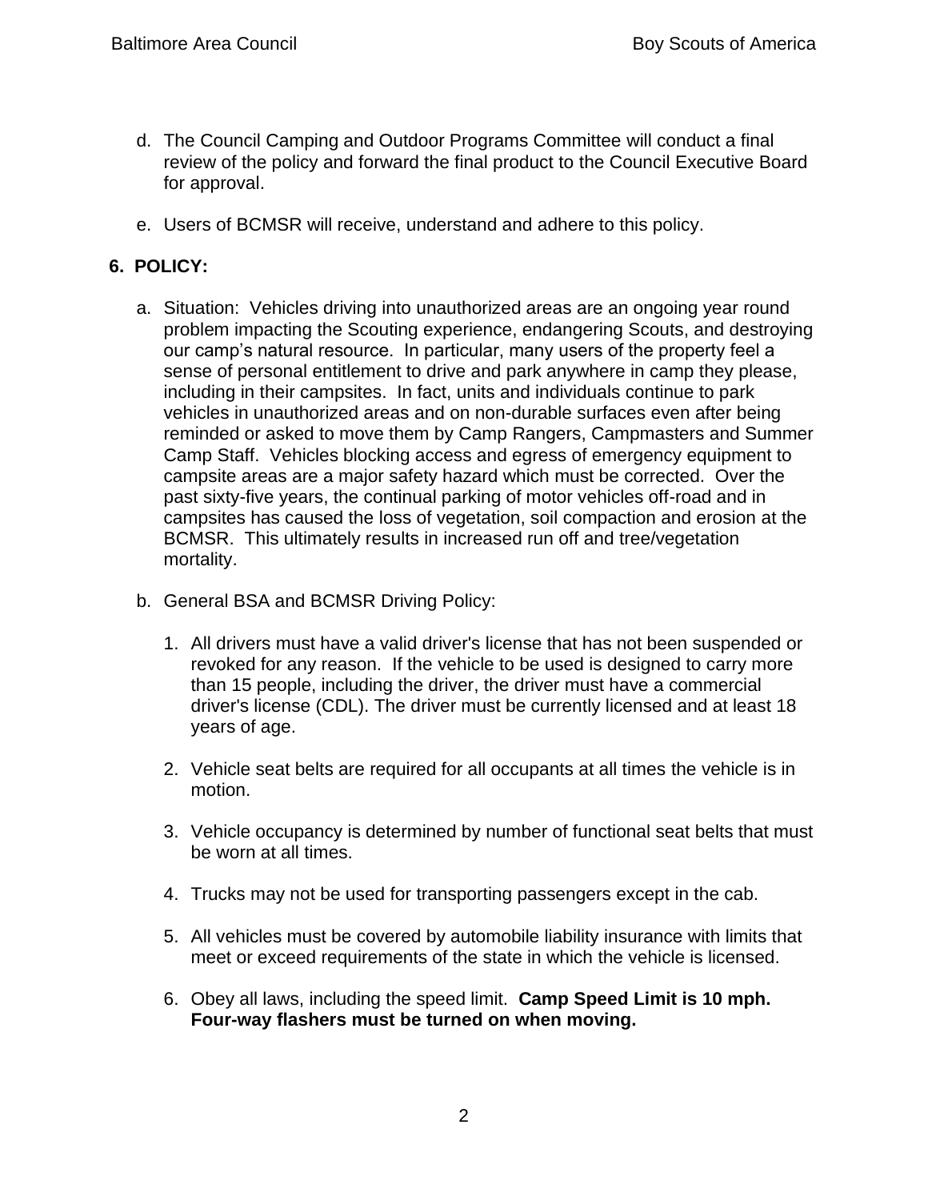d. The Council Camping and Outdoor Programs Committee will conduct a final review of the policy and forward the final product to the Council Executive Board for approval.

e. Users of BCMSR will receive, understand and adhere to this policy.

## 6. POLICY:

a. Situation: Vehicles driving into unauthorized areas are an ongoing year round problem impacting the Scouting experience, endangering Scouts, and destroying our camp's natural resource. In particular, many users of the property feel a sense of personal entitlement to drive and park anywhere in camp they please, including in their campsites. In fact, units and individuals continue to park vehicles in unauthorized areas and on non-durable surfaces even after being reminded or asked to move them by Camp Rangers, Campmasters and Summer Camp Staff. Vehicles blocking access and egress of emergency equipment to campsite areas are a major safety hazard which must be corrected. Over the past sixty-five years, the continual parking of motor vehicles off-road and in campsites has caused the loss of vegetation, soil compaction and erosion at the BCMSR. This ultimately results in increased run off and tree/vegetation mortality.

b. General BSA and BCMSR Driving Policy:

1. All drivers must have a valid driver's license that has not been suspended or revoked for any reason. If the vehicle to be used is designed to carry more than 15 people, including the driver, the driver must have a commercial driver's license (CDL). The driver must be currently licensed and at least 18 years of age.

2. Vehicle seat belts are required for all occupants at all times the vehicle is in motion.

3. Vehicle occupancy is determined by number of functional seat belts that must be worn at all times.

4. Trucks may not be used for transporting passengers except in the cab.

5. All vehicles must be covered by automobile liability insurance with limits that meet or exceed requirements of the state in which the vehicle is licensed.

6. Obey all laws, including the speed limit. **Camp Speed Limit is 10 mph. Four-way flashers must be turned on when moving.**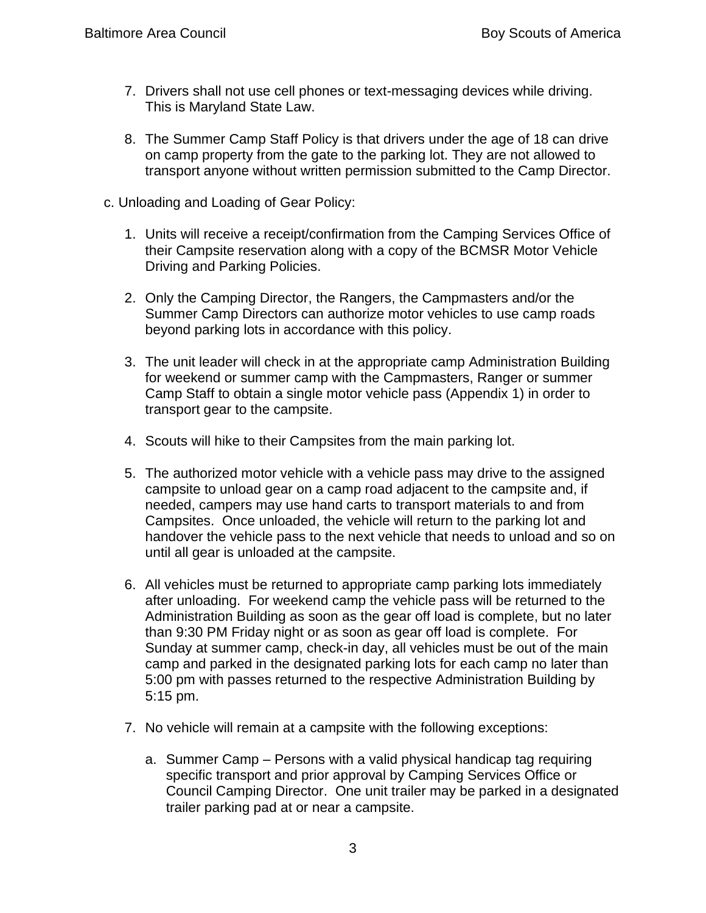7. Drivers shall not use cell phones or text-messaging devices while driving. This is Maryland State Law.

8. The Summer Camp Staff Policy is that drivers under the age of 18 can drive on camp property from the gate to the parking lot. They are not allowed to transport anyone without written permission submitted to the Camp Director.

c. Unloading and Loading of Gear Policy:

1. Units will receive a receipt/confirmation from the Camping Services Office of their Campsite reservation along with a copy of the BCMSR Motor Vehicle Driving and Parking Policies.

2. Only the Camping Director, the Rangers, the Campmasters and/or the Summer Camp Directors can authorize motor vehicles to use camp roads beyond parking lots in accordance with this policy.

3. The unit leader will check in at the appropriate camp Administration Building for weekend or summer camp with the Campmasters, Ranger or summer Camp Staff to obtain a single motor vehicle pass (Appendix 1) in order to transport gear to the campsite.

4. Scouts will hike to their Campsites from the main parking lot.

5. The authorized motor vehicle with a vehicle pass may drive to the assigned campsite to unload gear on a camp road adjacent to the campsite and, if needed, campers may use hand carts to transport materials to and from Campsites. Once unloaded, the vehicle will return to the parking lot and handover the vehicle pass to the next vehicle that needs to unload and so on until all gear is unloaded at the campsite.

6. All vehicles must be returned to appropriate camp parking lots immediately after unloading. For weekend camp the vehicle pass will be returned to the Administration Building as soon as the gear off load is complete, but no later than 9:30 PM Friday night or as soon as gear off load is complete. For Sunday at summer camp, check-in day, all vehicles must be out of the main camp and parked in the designated parking lots for each camp no later than 5:00 pm with passes returned to the respective Administration Building by 5:15 pm.

7. No vehicle will remain at a campsite with the following exceptions:

   a. Summer Camp – Persons with a valid physical handicap tag requiring specific transport and prior approval by Camping Services Office or Council Camping Director. One unit trailer may be parked in a designated trailer parking pad at or near a campsite.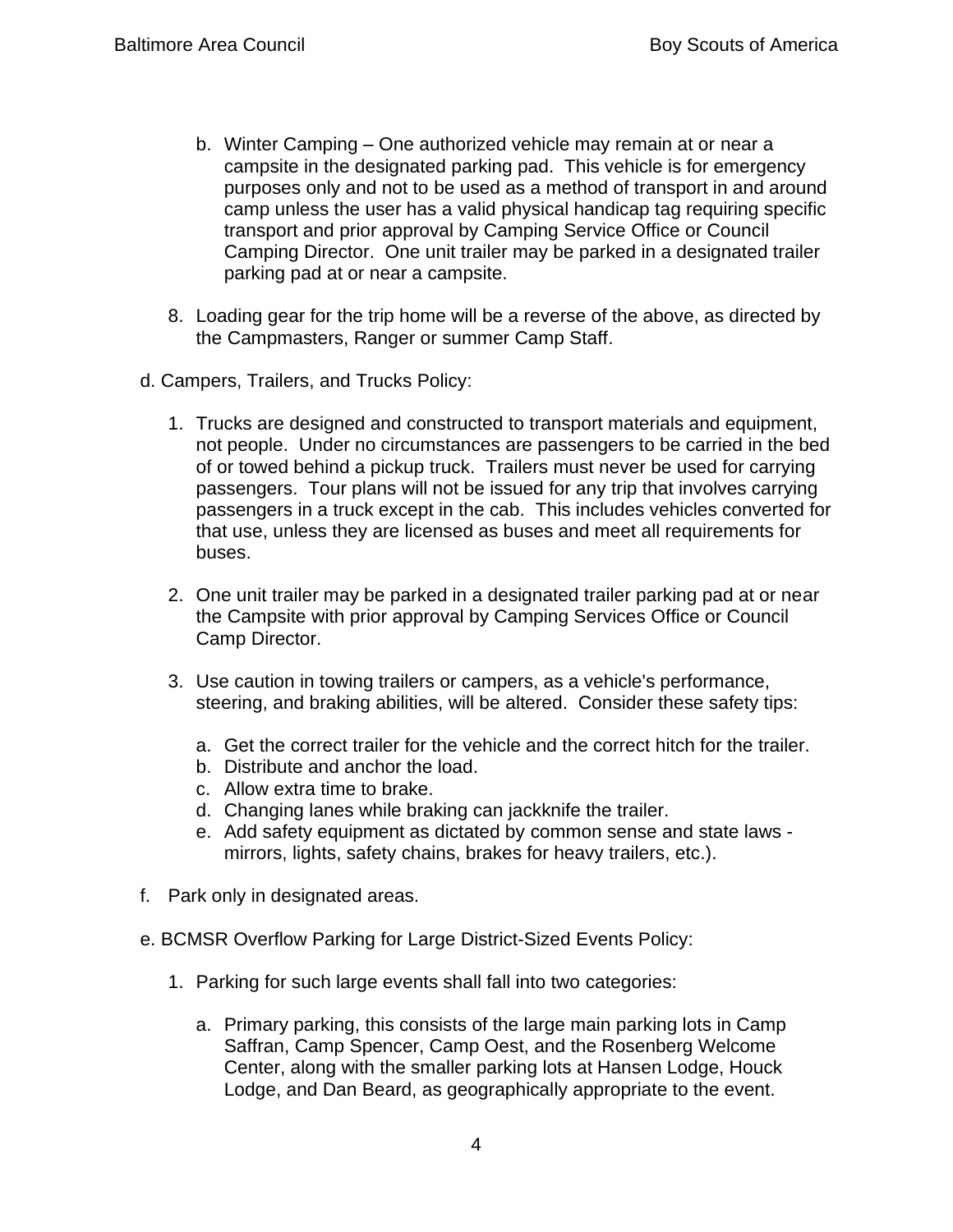b. Winter Camping – One authorized vehicle may remain at or near a campsite in the designated parking pad. This vehicle is for emergency purposes only and not to be used as a method of transport in and around camp unless the user has a valid physical handicap tag requiring specific transport and prior approval by Camping Service Office or Council Camping Director. One unit trailer may be parked in a designated trailer parking pad at or near a campsite.

8. Loading gear for the trip home will be a reverse of the above, as directed by the Campmasters, Ranger or summer Camp Staff.

d. Campers, Trailers, and Trucks Policy:

1. Trucks are designed and constructed to transport materials and equipment, not people. Under no circumstances are passengers to be carried in the bed of or towed behind a pickup truck. Trailers must never be used for carrying passengers. Tour plans will not be issued for any trip that involves carrying passengers in a truck except in the cab. This includes vehicles converted for that use, unless they are licensed as buses and meet all requirements for buses.

2. One unit trailer may be parked in a designated trailer parking pad at or near the Campsite with prior approval by Camping Services Office or Council Camp Director.

3. Use caution in towing trailers or campers, as a vehicle's performance, steering, and braking abilities, will be altered. Consider these safety tips:

   a. Get the correct trailer for the vehicle and the correct hitch for the trailer.
   b. Distribute and anchor the load.
   c. Allow extra time to brake.
   d. Changing lanes while braking can jackknife the trailer.
   e. Add safety equipment as dictated by common sense and state laws - mirrors, lights, safety chains, brakes for heavy trailers, etc.).

f. Park only in designated areas.

e. BCMSR Overflow Parking for Large District-Sized Events Policy:

1. Parking for such large events shall fall into two categories:

   a. Primary parking, this consists of the large main parking lots in Camp Saffran, Camp Spencer, Camp Oest, and the Rosenberg Welcome Center, along with the smaller parking lots at Hansen Lodge, Houck Lodge, and Dan Beard, as geographically appropriate to the event.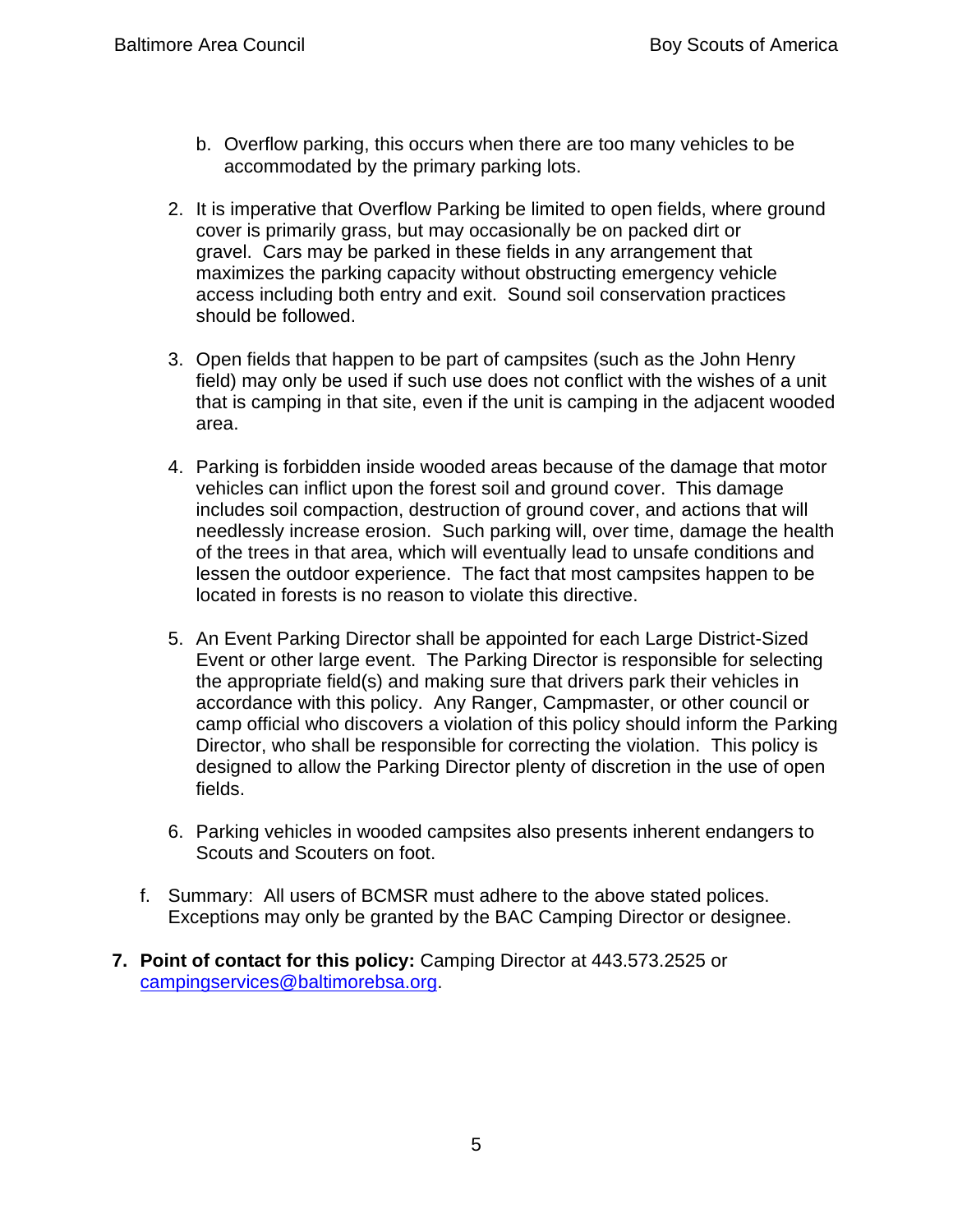b. Overflow parking, this occurs when there are too many vehicles to be accommodated by the primary parking lots.

2. It is imperative that Overflow Parking be limited to open fields, where ground cover is primarily grass, but may occasionally be on packed dirt or gravel. Cars may be parked in these fields in any arrangement that maximizes the parking capacity without obstructing emergency vehicle access including both entry and exit. Sound soil conservation practices should be followed.

3. Open fields that happen to be part of campsites (such as the John Henry field) may only be used if such use does not conflict with the wishes of a unit that is camping in that site, even if the unit is camping in the adjacent wooded area.

4. Parking is forbidden inside wooded areas because of the damage that motor vehicles can inflict upon the forest soil and ground cover. This damage includes soil compaction, destruction of ground cover, and actions that will needlessly increase erosion. Such parking will, over time, damage the health of the trees in that area, which will eventually lead to unsafe conditions and lessen the outdoor experience. The fact that most campsites happen to be located in forests is no reason to violate this directive.

5. An Event Parking Director shall be appointed for each Large District-Sized Event or other large event. The Parking Director is responsible for selecting the appropriate field(s) and making sure that drivers park their vehicles in accordance with this policy. Any Ranger, Campmaster, or other council or camp official who discovers a violation of this policy should inform the Parking Director, who shall be responsible for correcting the violation. This policy is designed to allow the Parking Director plenty of discretion in the use of open fields.

6. Parking vehicles in wooded campsites also presents inherent endangers to Scouts and Scouters on foot.

f. Summary: All users of BCMSR must adhere to the above stated polices. Exceptions may only be granted by the BAC Camping Director or designee.

**7. Point of contact for this policy:** Camping Director at 443.573.2525 or campingservices@baltimorebsa.org.